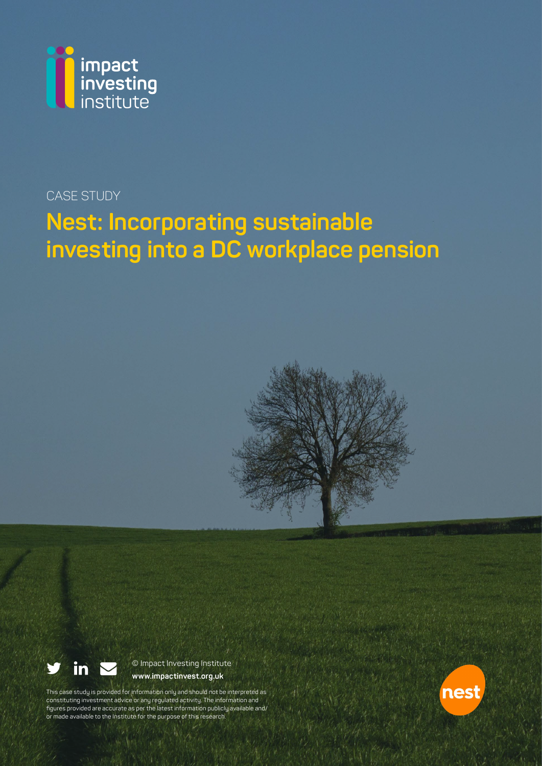impact investing institute

CASE STUDY

# Nest: Incorporating sustainable investing into a DC workplace pension

© Impact Investing Institute
**www.impactinvest.org.uk**

This case study is provided for information only and should not be interpreted as constituting investment advice or any regulated activity. The information and figures provided are accurate as per the latest information publicly available and/or made available to the Institute for the purpose of this research.

nest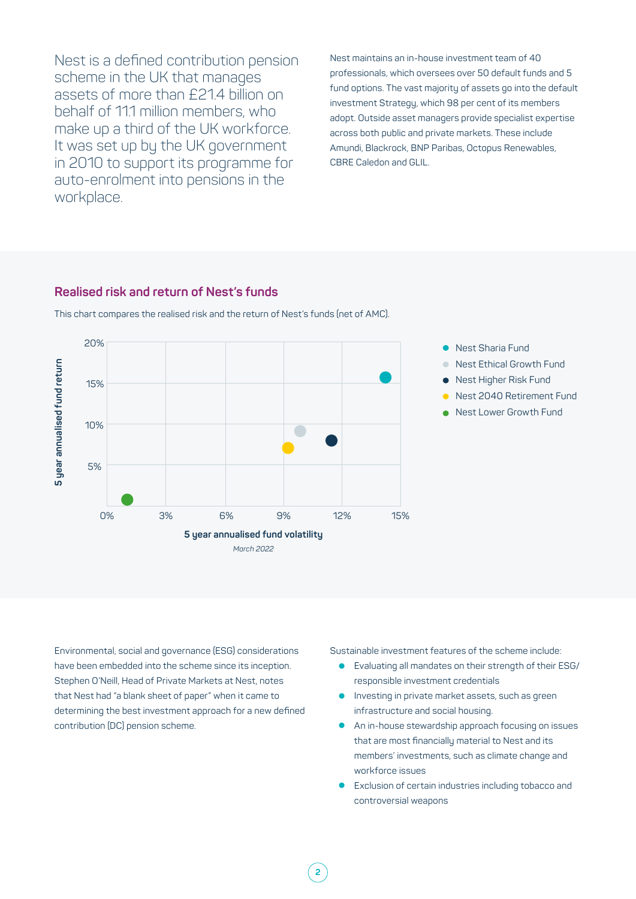Nest is a defined contribution pension scheme in the UK that manages assets of more than £21.4 billion on behalf of 11.1 million members, who make up a third of the UK workforce. It was set up by the UK government in 2010 to support its programme for auto-enrolment into pensions in the workplace.

Nest maintains an in-house investment team of 40 professionals, which oversees over 50 default funds and 5 fund options. The vast majority of assets go into the default investment Strategy, which 98 per cent of its members adopt. Outside asset managers provide specialist expertise across both public and private markets. These include Amundi, Blackrock, BNP Paribas, Octopus Renewables, CBRE Caledon and GLIL.

## Realised risk and return of Nest's funds

This chart compares the realised risk and the return of Nest's funds (net of AMC).

5 year annualised fund return (y-axis: 5%, 10%, 15%, 20%)

5 year annualised fund volatility (x-axis: 0%, 3%, 6%, 9%, 12%, 15%)

*March 2022*

- Nest Sharia Fund
- Nest Ethical Growth Fund
- Nest Higher Risk Fund
- Nest 2040 Retirement Fund
- Nest Lower Growth Fund

Environmental, social and governance (ESG) considerations have been embedded into the scheme since its inception. Stephen O'Neill, Head of Private Markets at Nest, notes that Nest had "a blank sheet of paper" when it came to determining the best investment approach for a new defined contribution (DC) pension scheme.

Sustainable investment features of the scheme include:

- Evaluating all mandates on their strength of their ESG/ responsible investment credentials
- Investing in private market assets, such as green infrastructure and social housing.
- An in-house stewardship approach focusing on issues that are most financially material to Nest and its members' investments, such as climate change and workforce issues
- Exclusion of certain industries including tobacco and controversial weapons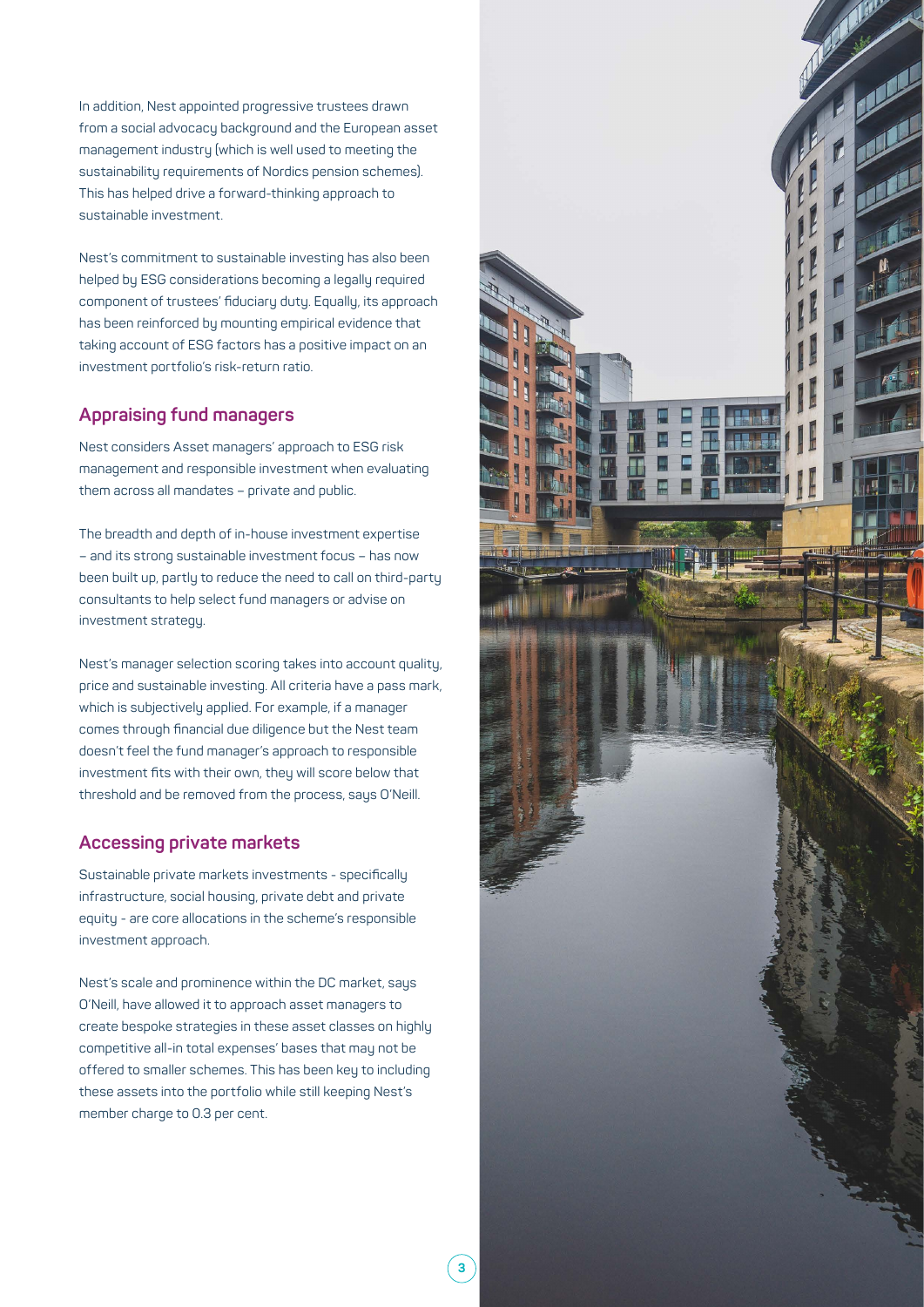In addition, Nest appointed progressive trustees drawn from a social advocacy background and the European asset management industry (which is well used to meeting the sustainability requirements of Nordics pension schemes). This has helped drive a forward-thinking approach to sustainable investment.

Nest's commitment to sustainable investing has also been helped by ESG considerations becoming a legally required component of trustees' fiduciary duty. Equally, its approach has been reinforced by mounting empirical evidence that taking account of ESG factors has a positive impact on an investment portfolio's risk-return ratio.

## Appraising fund managers

Nest considers Asset managers' approach to ESG risk management and responsible investment when evaluating them across all mandates – private and public.

The breadth and depth of in-house investment expertise – and its strong sustainable investment focus – has now been built up, partly to reduce the need to call on third-party consultants to help select fund managers or advise on investment strategy.

Nest's manager selection scoring takes into account quality, price and sustainable investing. All criteria have a pass mark, which is subjectively applied. For example, if a manager comes through financial due diligence but the Nest team doesn't feel the fund manager's approach to responsible investment fits with their own, they will score below that threshold and be removed from the process, says O'Neill.

## Accessing private markets

Sustainable private markets investments - specifically infrastructure, social housing, private debt and private equity - are core allocations in the scheme's responsible investment approach.

Nest's scale and prominence within the DC market, says O'Neill, have allowed it to approach asset managers to create bespoke strategies in these asset classes on highly competitive all-in total expenses' bases that may not be offered to smaller schemes. This has been key to including these assets into the portfolio while still keeping Nest's member charge to 0.3 per cent.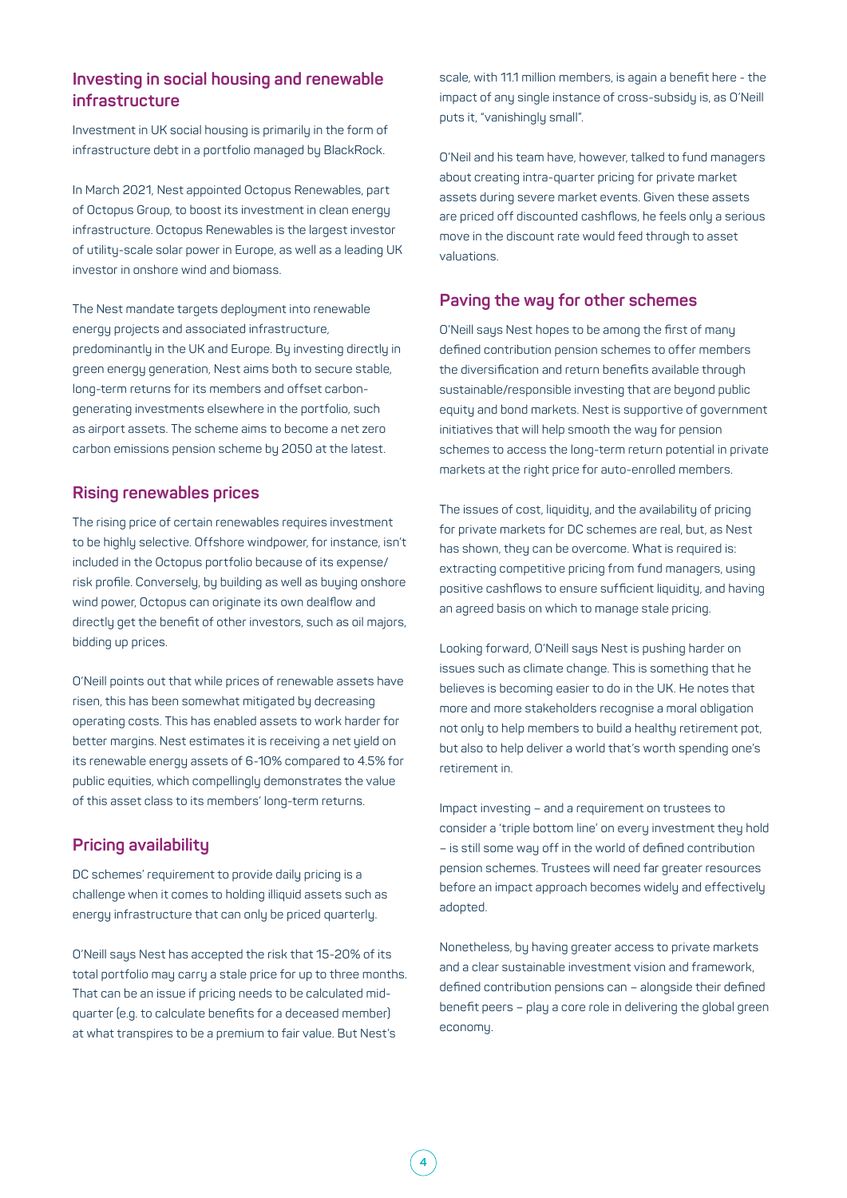## Investing in social housing and renewable infrastructure

Investment in UK social housing is primarily in the form of infrastructure debt in a portfolio managed by BlackRock.

In March 2021, Nest appointed Octopus Renewables, part of Octopus Group, to boost its investment in clean energy infrastructure. Octopus Renewables is the largest investor of utility-scale solar power in Europe, as well as a leading UK investor in onshore wind and biomass.

The Nest mandate targets deployment into renewable energy projects and associated infrastructure, predominantly in the UK and Europe. By investing directly in green energy generation, Nest aims both to secure stable, long-term returns for its members and offset carbon-generating investments elsewhere in the portfolio, such as airport assets. The scheme aims to become a net zero carbon emissions pension scheme by 2050 at the latest.

## Rising renewables prices

The rising price of certain renewables requires investment to be highly selective. Offshore windpower, for instance, isn't included in the Octopus portfolio because of its expense/risk profile. Conversely, by building as well as buying onshore wind power, Octopus can originate its own dealflow and directly get the benefit of other investors, such as oil majors, bidding up prices.

O'Neill points out that while prices of renewable assets have risen, this has been somewhat mitigated by decreasing operating costs. This has enabled assets to work harder for better margins. Nest estimates it is receiving a net yield on its renewable energy assets of 6-10% compared to 4.5% for public equities, which compellingly demonstrates the value of this asset class to its members' long-term returns.

## Pricing availability

DC schemes' requirement to provide daily pricing is a challenge when it comes to holding illiquid assets such as energy infrastructure that can only be priced quarterly.

O'Neill says Nest has accepted the risk that 15-20% of its total portfolio may carry a stale price for up to three months. That can be an issue if pricing needs to be calculated mid-quarter (e.g. to calculate benefits for a deceased member) at what transpires to be a premium to fair value. But Nest's scale, with 11.1 million members, is again a benefit here - the impact of any single instance of cross-subsidy is, as O'Neill puts it, "vanishingly small".

O'Neil and his team have, however, talked to fund managers about creating intra-quarter pricing for private market assets during severe market events. Given these assets are priced off discounted cashflows, he feels only a serious move in the discount rate would feed through to asset valuations.

## Paving the way for other schemes

O'Neill says Nest hopes to be among the first of many defined contribution pension schemes to offer members the diversification and return benefits available through sustainable/responsible investing that are beyond public equity and bond markets. Nest is supportive of government initiatives that will help smooth the way for pension schemes to access the long-term return potential in private markets at the right price for auto-enrolled members.

The issues of cost, liquidity, and the availability of pricing for private markets for DC schemes are real, but, as Nest has shown, they can be overcome. What is required is: extracting competitive pricing from fund managers, using positive cashflows to ensure sufficient liquidity, and having an agreed basis on which to manage stale pricing.

Looking forward, O'Neill says Nest is pushing harder on issues such as climate change. This is something that he believes is becoming easier to do in the UK. He notes that more and more stakeholders recognise a moral obligation not only to help members to build a healthy retirement pot, but also to help deliver a world that's worth spending one's retirement in.

Impact investing – and a requirement on trustees to consider a 'triple bottom line' on every investment they hold – is still some way off in the world of defined contribution pension schemes. Trustees will need far greater resources before an impact approach becomes widely and effectively adopted.

Nonetheless, by having greater access to private markets and a clear sustainable investment vision and framework, defined contribution pensions can – alongside their defined benefit peers – play a core role in delivering the global green economy.